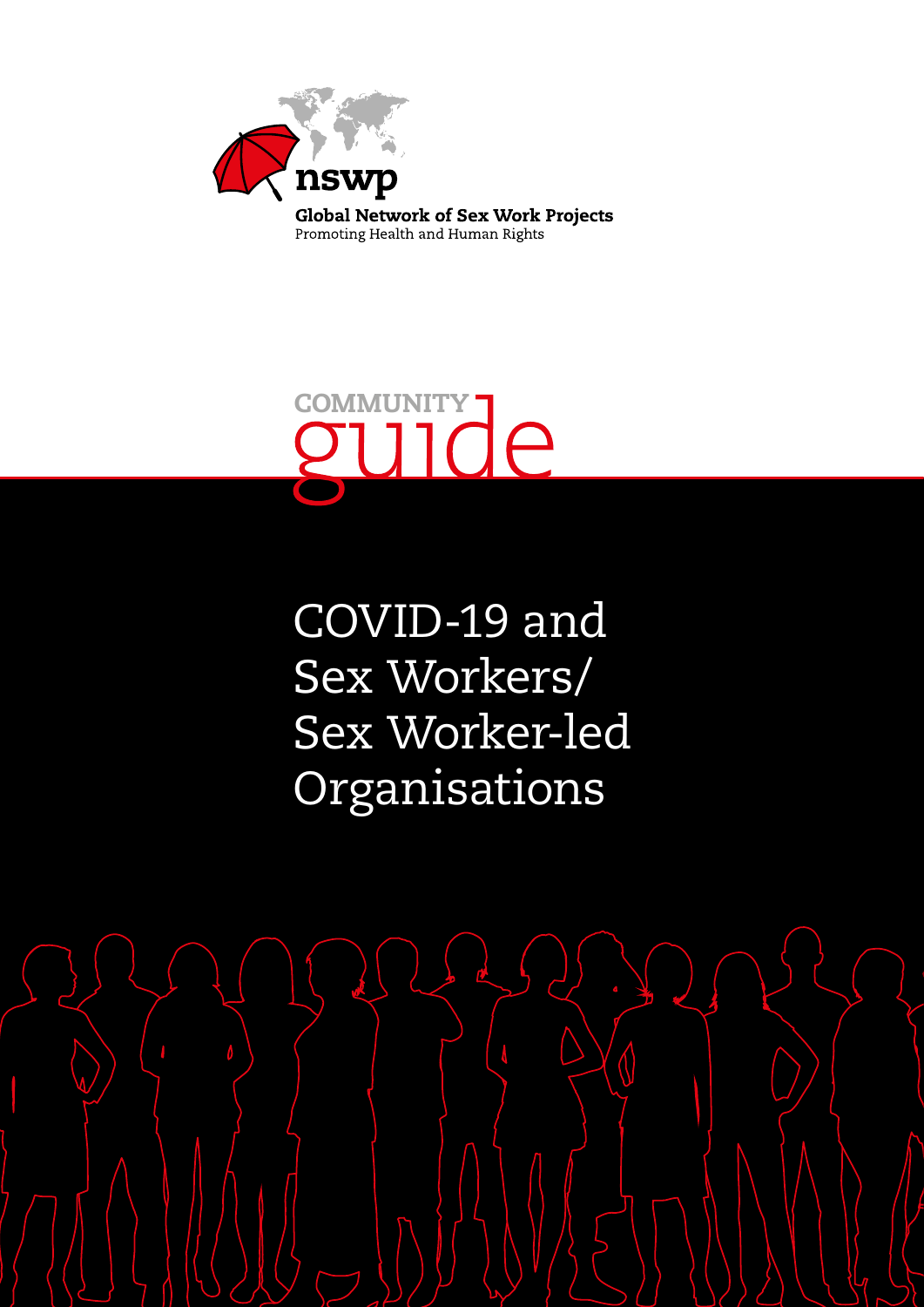nswp

**Global Network of Sex Work Projects**

Promoting Health and Human Rights

COMMUNITY guide

# COVID-19 and Sex Workers/ Sex Worker-led Organisations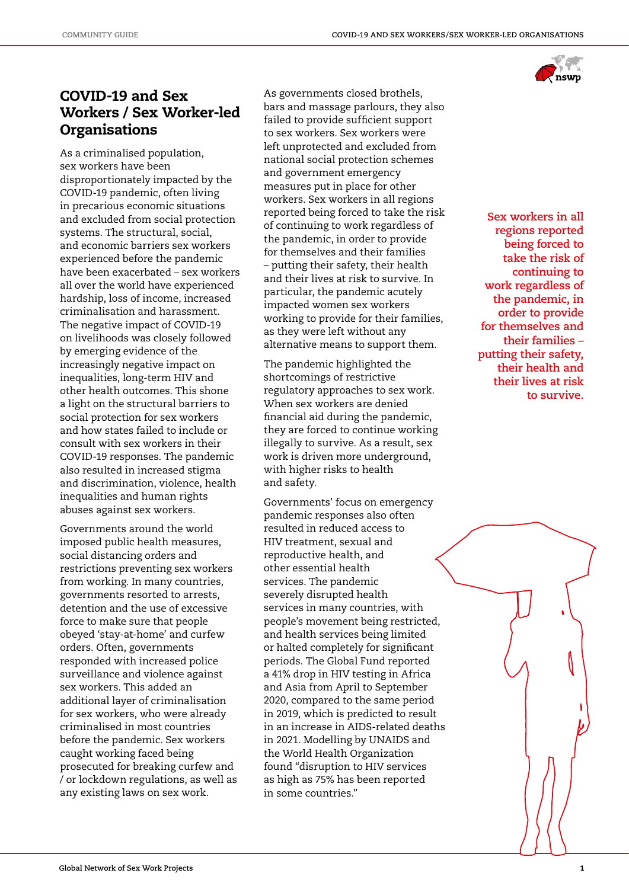# COVID-19 and Sex Workers / Sex Worker-led Organisations

As a criminalised population, sex workers have been disproportionately impacted by the COVID-19 pandemic, often living in precarious economic situations and excluded from social protection systems. The structural, social, and economic barriers sex workers experienced before the pandemic have been exacerbated – sex workers all over the world have experienced hardship, loss of income, increased criminalisation and harassment. The negative impact of COVID-19 on livelihoods was closely followed by emerging evidence of the increasingly negative impact on inequalities, long-term HIV and other health outcomes. This shone a light on the structural barriers to social protection for sex workers and how states failed to include or consult with sex workers in their COVID-19 responses. The pandemic also resulted in increased stigma and discrimination, violence, health inequalities and human rights abuses against sex workers.

Governments around the world imposed public health measures, social distancing orders and restrictions preventing sex workers from working. In many countries, governments resorted to arrests, detention and the use of excessive force to make sure that people obeyed 'stay-at-home' and curfew orders. Often, governments responded with increased police surveillance and violence against sex workers. This added an additional layer of criminalisation for sex workers, who were already criminalised in most countries before the pandemic. Sex workers caught working faced being prosecuted for breaking curfew and / or lockdown regulations, as well as any existing laws on sex work.

As governments closed brothels, bars and massage parlours, they also failed to provide sufficient support to sex workers. Sex workers were left unprotected and excluded from national social protection schemes and government emergency measures put in place for other workers. Sex workers in all regions reported being forced to take the risk of continuing to work regardless of the pandemic, in order to provide for themselves and their families – putting their safety, their health and their lives at risk to survive. In particular, the pandemic acutely impacted women sex workers working to provide for their families, as they were left without any alternative means to support them.

The pandemic highlighted the shortcomings of restrictive regulatory approaches to sex work. When sex workers are denied financial aid during the pandemic, they are forced to continue working illegally to survive. As a result, sex work is driven more underground, with higher risks to health and safety.

Governments' focus on emergency pandemic responses also often resulted in reduced access to HIV treatment, sexual and reproductive health, and other essential health services. The pandemic severely disrupted health services in many countries, with people's movement being restricted, and health services being limited or halted completely for significant periods. The Global Fund reported a 41% drop in HIV testing in Africa and Asia from April to September 2020, compared to the same period in 2019, which is predicted to result in an increase in AIDS-related deaths in 2021. Modelling by UNAIDS and the World Health Organization found "disruption to HIV services as high as 75% has been reported in some countries."

**Sex workers in all regions reported being forced to take the risk of continuing to work regardless of the pandemic, in order to provide for themselves and their families – putting their safety, their health and their lives at risk to survive.**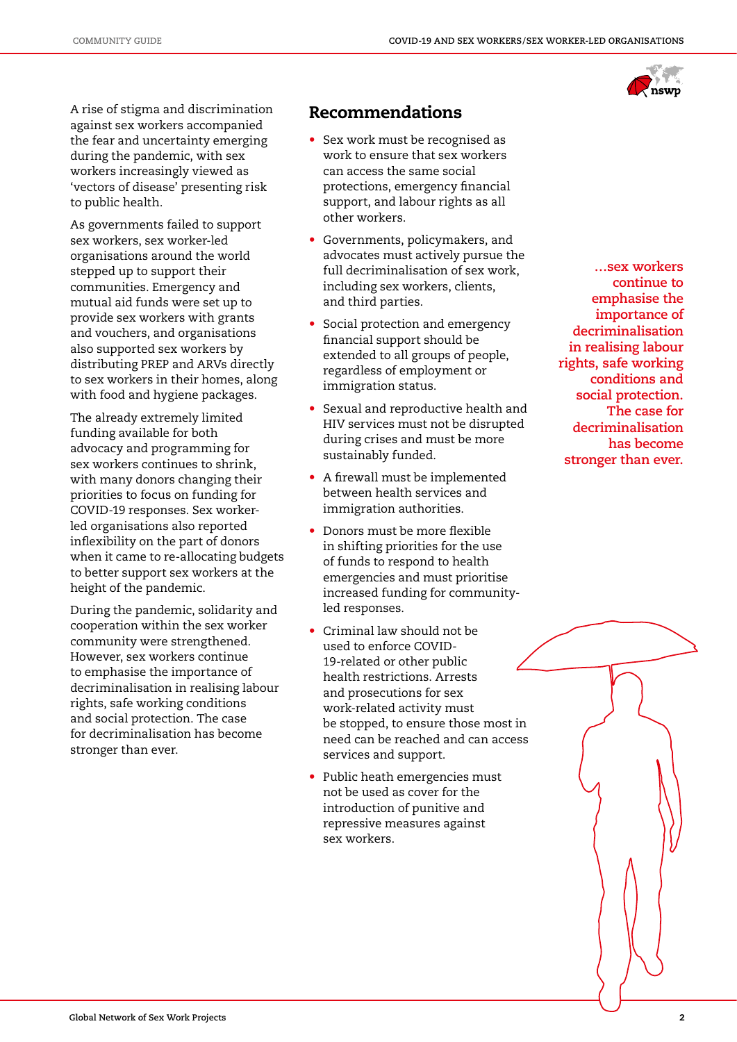A rise of stigma and discrimination against sex workers accompanied the fear and uncertainty emerging during the pandemic, with sex workers increasingly viewed as 'vectors of disease' presenting risk to public health.

As governments failed to support sex workers, sex worker-led organisations around the world stepped up to support their communities. Emergency and mutual aid funds were set up to provide sex workers with grants and vouchers, and organisations also supported sex workers by distributing PREP and ARVs directly to sex workers in their homes, along with food and hygiene packages.

The already extremely limited funding available for both advocacy and programming for sex workers continues to shrink, with many donors changing their priorities to focus on funding for COVID-19 responses. Sex worker-led organisations also reported inflexibility on the part of donors when it came to re-allocating budgets to better support sex workers at the height of the pandemic.

During the pandemic, solidarity and cooperation within the sex worker community were strengthened. However, sex workers continue to emphasise the importance of decriminalisation in realising labour rights, safe working conditions and social protection. The case for decriminalisation has become stronger than ever.

## Recommendations

- Sex work must be recognised as work to ensure that sex workers can access the same social protections, emergency financial support, and labour rights as all other workers.
- Governments, policymakers, and advocates must actively pursue the full decriminalisation of sex work, including sex workers, clients, and third parties.
- Social protection and emergency financial support should be extended to all groups of people, regardless of employment or immigration status.
- Sexual and reproductive health and HIV services must not be disrupted during crises and must be more sustainably funded.
- A firewall must be implemented between health services and immigration authorities.
- Donors must be more flexible in shifting priorities for the use of funds to respond to health emergencies and must prioritise increased funding for community-led responses.
- Criminal law should not be used to enforce COVID-19-related or other public health restrictions. Arrests and prosecutions for sex work-related activity must be stopped, to ensure those most in need can be reached and can access services and support.
- Public heath emergencies must not be used as cover for the introduction of punitive and repressive measures against sex workers.

**…sex workers continue to emphasise the importance of decriminalisation in realising labour rights, safe working conditions and social protection. The case for decriminalisation has become stronger than ever.**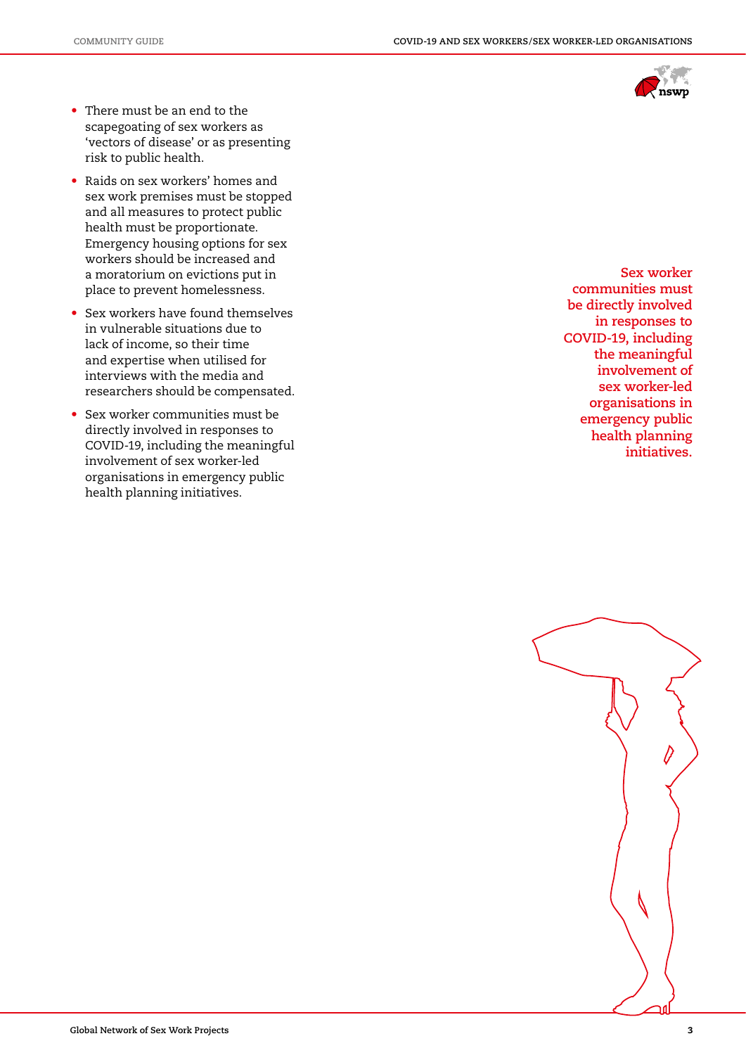- There must be an end to the scapegoating of sex workers as 'vectors of disease' or as presenting risk to public health.
- Raids on sex workers' homes and sex work premises must be stopped and all measures to protect public health must be proportionate. Emergency housing options for sex workers should be increased and a moratorium on evictions put in place to prevent homelessness.
- Sex workers have found themselves in vulnerable situations due to lack of income, so their time and expertise when utilised for interviews with the media and researchers should be compensated.
- Sex worker communities must be directly involved in responses to COVID-19, including the meaningful involvement of sex worker-led organisations in emergency public health planning initiatives.

**Sex worker communities must be directly involved in responses to COVID-19, including the meaningful involvement of sex worker-led organisations in emergency public health planning initiatives.**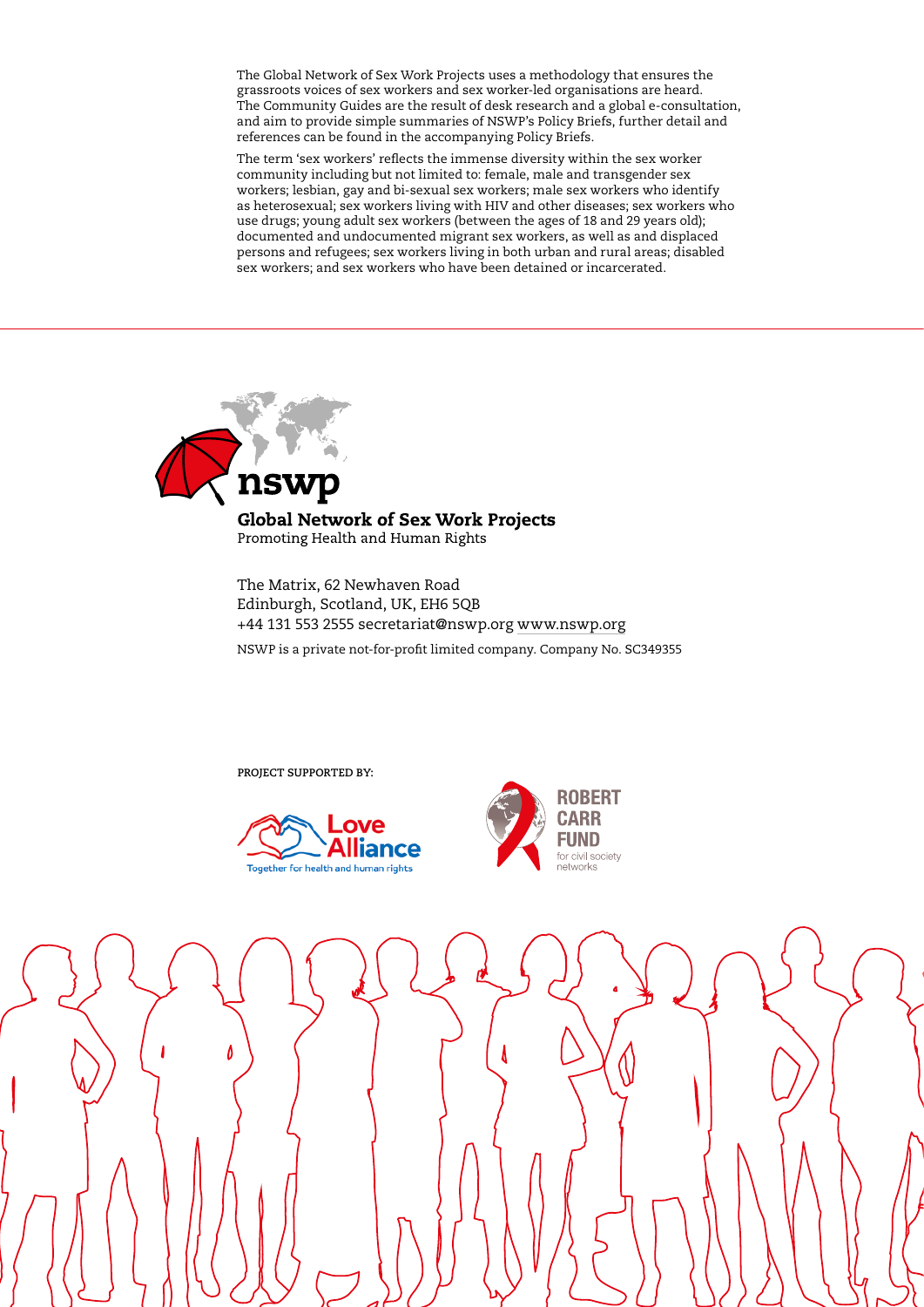The Global Network of Sex Work Projects uses a methodology that ensures the grassroots voices of sex workers and sex worker-led organisations are heard. The Community Guides are the result of desk research and a global e-consultation, and aim to provide simple summaries of NSWP's Policy Briefs, further detail and references can be found in the accompanying Policy Briefs.

The term 'sex workers' reflects the immense diversity within the sex worker community including but not limited to: female, male and transgender sex workers; lesbian, gay and bi-sexual sex workers; male sex workers who identify as heterosexual; sex workers living with HIV and other diseases; sex workers who use drugs; young adult sex workers (between the ages of 18 and 29 years old); documented and undocumented migrant sex workers, as well as and displaced persons and refugees; sex workers living in both urban and rural areas; disabled sex workers; and sex workers who have been detained or incarcerated.

nswp

**Global Network of Sex Work Projects**
Promoting Health and Human Rights

The Matrix, 62 Newhaven Road
Edinburgh, Scotland, UK, EH6 5QB
+44 131 553 2555 secretariat@nswp.org www.nswp.org

NSWP is a private not-for-profit limited company. Company No. SC349355

**PROJECT SUPPORTED BY:**

Love Alliance – Together for health and human rights

Robert Carr Fund for civil society networks